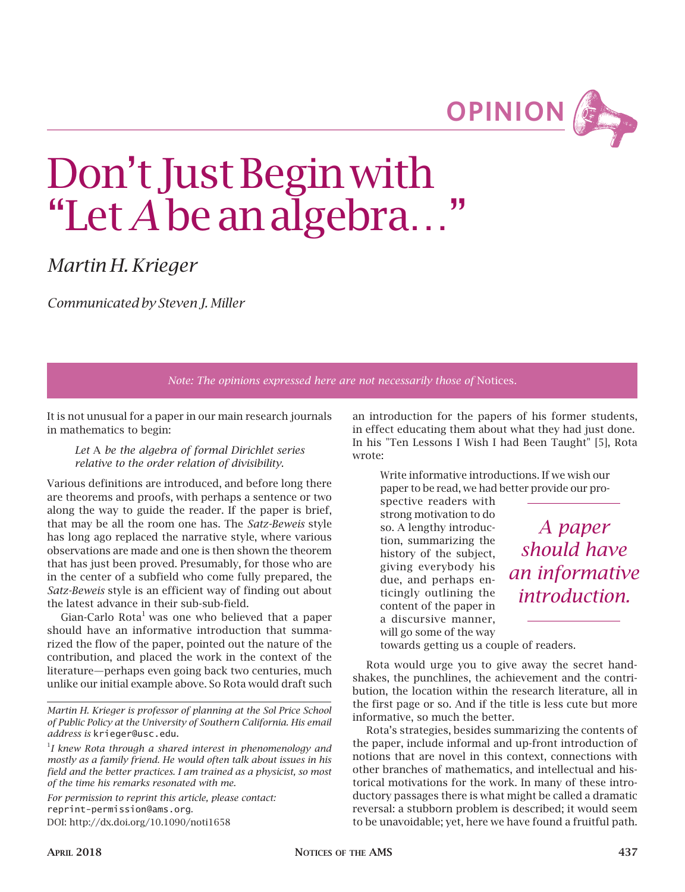OPINION

# Don't Just Begin with "Let *A* be an algebra…"

*Martin H. Krieger*

*Communicated by Steven J. Miller*

*Note: The opinions expressed here are not necessarily those of* Notices.

It is not unusual for a paper in our main research journals in mathematics to begin:

> *Let* A *be the algebra of formal Dirichlet series relative to the order relation of divisibility.*

Various definitions are introduced, and before long there are theorems and proofs, with perhaps a sentence or two along the way to guide the reader. If the paper is brief, that may be all the room one has. The *Satz-Beweis* style has long ago replaced the narrative style, where various observations are made and one is then shown the theorem that has just been proved. Presumably, for those who are in the center of a subfield who come fully prepared, the *Satz-Beweis* style is an efficient way of finding out about the latest advance in their sub-sub-field.

Gian-Carlo Rota[1] was one who believed that a paper should have an informative introduction that summarized the flow of the paper, pointed out the nature of the contribution, and placed the work in the context of the literature—perhaps even going back two centuries, much unlike our initial example above. So Rota would draft such an introduction for the papers of his former students, in effect educating them about what they had just done. In his "Ten Lessons I Wish I had Been Taught" [5], Rota wrote:

> Write informative introductions. If we wish our paper to be read, we had better provide our prospective readers with strong motivation to do so. A lengthy introduction, summarizing the history of the subject, giving everybody his due, and perhaps enticingly outlining the content of the paper in a discursive manner, will go some of the way towards getting us a couple of readers.

*A paper should have an informative introduction.*

Rota would urge you to give away the secret handshakes, the punchlines, the achievement and the contribution, the location within the research literature, all in the first page or so. And if the title is less cute but more informative, so much the better.

Rota's strategies, besides summarizing the contents of the paper, include informal and up-front introduction of notions that are novel in this context, connections with other branches of mathematics, and intellectual and historical motivations for the work. In many of these introductory passages there is what might be called a dramatic reversal: a stubborn problem is described; it would seem to be unavoidable; yet, here we have found a fruitful path.

---

*Martin H. Krieger is professor of planning at the Sol Price School of Public Policy at the University of Southern California. His email address is* krieger@usc.edu.

[1] *I knew Rota through a shared interest in phenomenology and mostly as a family friend. He would often talk about issues in his field and the better practices. I am trained as a physicist, so most of the time his remarks resonated with me.*

*For permission to reprint this article, please contact:* reprint-permission@ams.org.

DOI: http://dx.doi.org/10.1090/noti1658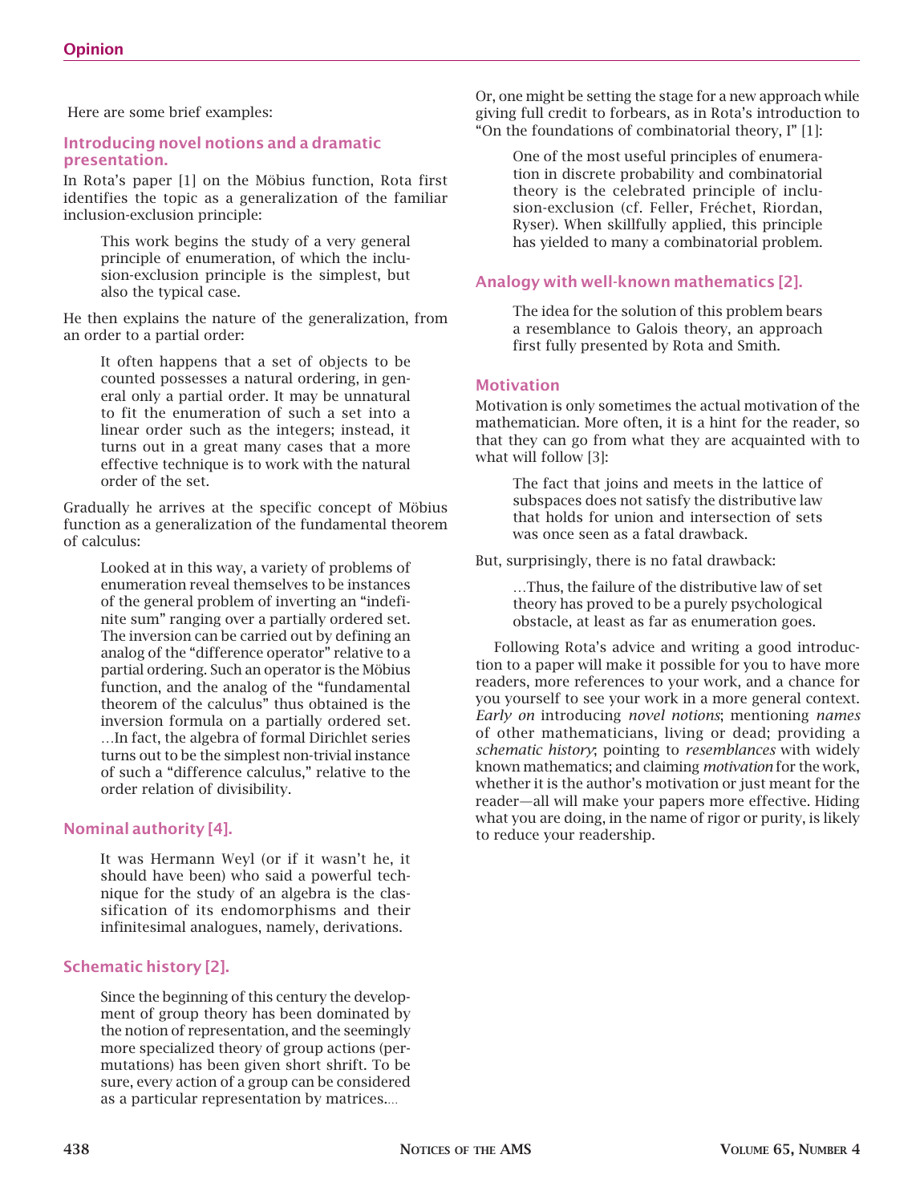Here are some brief examples:

### Introducing novel notions and a dramatic presentation.

In Rota's paper [1] on the Möbius function, Rota first identifies the topic as a generalization of the familiar inclusion-exclusion principle:

> This work begins the study of a very general principle of enumeration, of which the inclusion-exclusion principle is the simplest, but also the typical case.

He then explains the nature of the generalization, from an order to a partial order:

> It often happens that a set of objects to be counted possesses a natural ordering, in general only a partial order. It may be unnatural to fit the enumeration of such a set into a linear order such as the integers; instead, it turns out in a great many cases that a more effective technique is to work with the natural order of the set.

Gradually he arrives at the specific concept of Möbius function as a generalization of the fundamental theorem of calculus:

> Looked at in this way, a variety of problems of enumeration reveal themselves to be instances of the general problem of inverting an "indefinite sum" ranging over a partially ordered set. The inversion can be carried out by defining an analog of the "difference operator" relative to a partial ordering. Such an operator is the Möbius function, and the analog of the "fundamental theorem of the calculus" thus obtained is the inversion formula on a partially ordered set. …In fact, the algebra of formal Dirichlet series turns out to be the simplest non-trivial instance of such a "difference calculus," relative to the order relation of divisibility.

### Nominal authority [4].

> It was Hermann Weyl (or if it wasn't he, it should have been) who said a powerful technique for the study of an algebra is the classification of its endomorphisms and their infinitesimal analogues, namely, derivations.

### Schematic history [2].

> Since the beginning of this century the development of group theory has been dominated by the notion of representation, and the seemingly more specialized theory of group actions (permutations) has been given short shrift. To be sure, every action of a group can be considered as a particular representation by matrices.…

Or, one might be setting the stage for a new approach while giving full credit to forbears, as in Rota's introduction to "On the foundations of combinatorial theory, I" [1]:

> One of the most useful principles of enumeration in discrete probability and combinatorial theory is the celebrated principle of inclusion-exclusion (cf. Feller, Fréchet, Riordan, Ryser). When skillfully applied, this principle has yielded to many a combinatorial problem.

### Analogy with well-known mathematics [2].

> The idea for the solution of this problem bears a resemblance to Galois theory, an approach first fully presented by Rota and Smith.

### Motivation

Motivation is only sometimes the actual motivation of the mathematician. More often, it is a hint for the reader, so that they can go from what they are acquainted with to what will follow [3]:

> The fact that joins and meets in the lattice of subspaces does not satisfy the distributive law that holds for union and intersection of sets was once seen as a fatal drawback.

But, surprisingly, there is no fatal drawback:

> …Thus, the failure of the distributive law of set theory has proved to be a purely psychological obstacle, at least as far as enumeration goes.

Following Rota's advice and writing a good introduction to a paper will make it possible for you to have more readers, more references to your work, and a chance for you yourself to see your work in a more general context. *Early on* introducing *novel notions*; mentioning *names* of other mathematicians, living or dead; providing a *schematic history*; pointing to *resemblances* with widely known mathematics; and claiming *motivation* for the work, whether it is the author's motivation or just meant for the reader—all will make your papers more effective. Hiding what you are doing, in the name of rigor or purity, is likely to reduce your readership.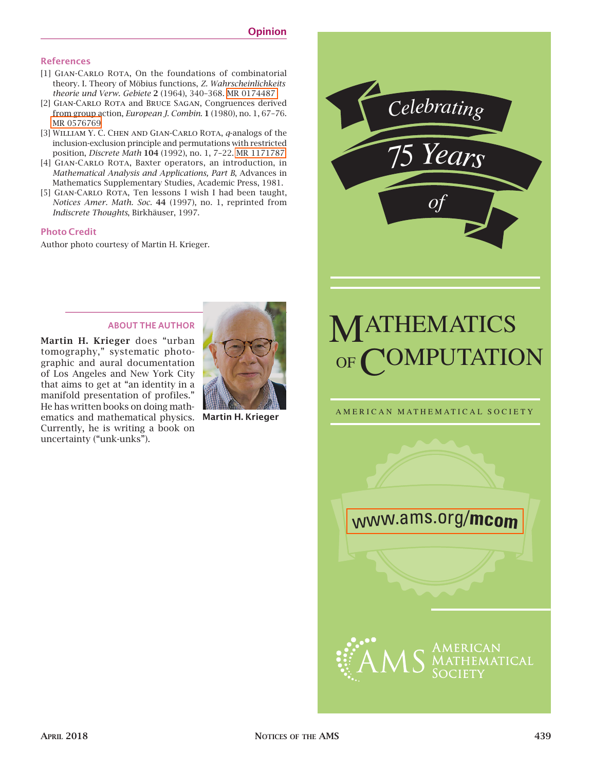## References

[1] Gian-Carlo Rota, On the foundations of combinatorial theory. I. Theory of Möbius functions, *Z. Wahrscheinlichkeitstheorie und Verw. Gebiete* **2** (1964), 340–368. MR 0174487

[2] Gian-Carlo Rota and Bruce Sagan, Congruences derived from group action, *European J. Combin.* **1** (1980), no. 1, 67–76. MR 0576769

[3] William Y. C. Chen and Gian-Carlo Rota, $q$-analogs of the inclusion-exclusion principle and permutations with restricted position, *Discrete Math* **104** (1992), no. 1, 7–22. MR 1171787

[4] Gian-Carlo Rota, Baxter operators, an introduction, in *Mathematical Analysis and Applications, Part B*, Advances in Mathematics Supplementary Studies, Academic Press, 1981.

[5] Gian-Carlo Rota, Ten lessons I wish I had been taught, *Notices Amer. Math. Soc.* **44** (1997), no. 1, reprinted from *Indiscrete Thoughts*, Birkhäuser, 1997.

## Photo Credit

Author photo courtesy of Martin H. Krieger.

### ABOUT THE AUTHOR

**Martin H. Krieger** does "urban tomography," systematic photographic and aural documentation of Los Angeles and New York City that aims to get at "an identity in a manifold presentation of profiles." He has written books on doing mathematics and mathematical physics. Currently, he is writing a book on uncertainty ("unk-unks").

**Martin H. Krieger**

Celebrating 75 Years of

MATHEMATICS OF COMPUTATION

AMERICAN MATHEMATICAL SOCIETY

www.ams.org/mcom

AMS AMERICAN MATHEMATICAL SOCIETY